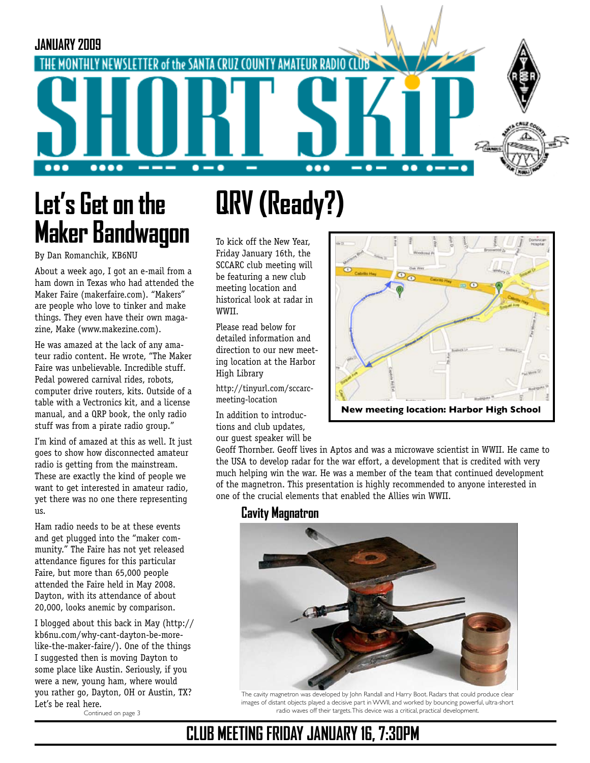JANUARY 2009

THE MONTHLY NEWSLETTER of the SANTA CRUZ COUNTY AMATEUR RADIO CLUB

# SHORT SKiP

## Let's Get on the Maker Bandwagon

By Dan Romanchik, KB6NU

About a week ago, I got an e-mail from a ham down in Texas who had attended the Maker Faire (makerfaire.com). "Makers" are people who love to tinker and make things. They even have their own magazine, Make (www.makezine.com).

He was amazed at the lack of any amateur radio content. He wrote, "The Maker Faire was unbelievable. Incredible stuff. Pedal powered carnival rides, robots, computer drive routers, kits. Outside of a table with a Vectronics kit, and a license manual, and a QRP book, the only radio stuff was from a pirate radio group."

I'm kind of amazed at this as well. It just goes to show how disconnected amateur radio is getting from the mainstream. These are exactly the kind of people we want to get interested in amateur radio, yet there was no one there representing us.

Ham radio needs to be at these events and get plugged into the "maker community." The Faire has not yet released attendance figures for this particular Faire, but more than 65,000 people attended the Faire held in May 2008. Dayton, with its attendance of about 20,000, looks anemic by comparison.

I blogged about this back in May (http://kb6nu.com/why-cant-dayton-be-more-like-the-maker-faire/). One of the things I suggested then is moving Dayton to some place like Austin. Seriously, if you were a new, young ham, where would you rather go, Dayton, OH or Austin, TX? Let's be real here.

Continued on page 3

## QRV (Ready?)

To kick off the New Year, Friday January 16th, the SCCARC club meeting will be featuring a new club meeting location and historical look at radar in WWII.

Please read below for detailed information and direction to our new meeting location at the Harbor High Library

http://tinyurl.com/sccarc-meeting-location

New meeting location: Harbor High School

In addition to introductions and club updates, our guest speaker will be Geoff Thornber. Geoff lives in Aptos and was a microwave scientist in WWII. He came to the USA to develop radar for the war effort, a development that is credited with very much helping win the war. He was a member of the team that continued development of the magnetron. This presentation is highly recommended to anyone interested in one of the crucial elements that enabled the Allies win WWII.

### Cavity Magnatron

The cavity magnetron was developed by John Randall and Harry Boot. Radars that could produce clear images of distant objects played a decisive part in WWII, and worked by bouncing powerful, ultra-short radio waves off their targets. This device was a critical, practical development.

## CLUB MEETING FRIDAY JANUARY 16, 7:30PM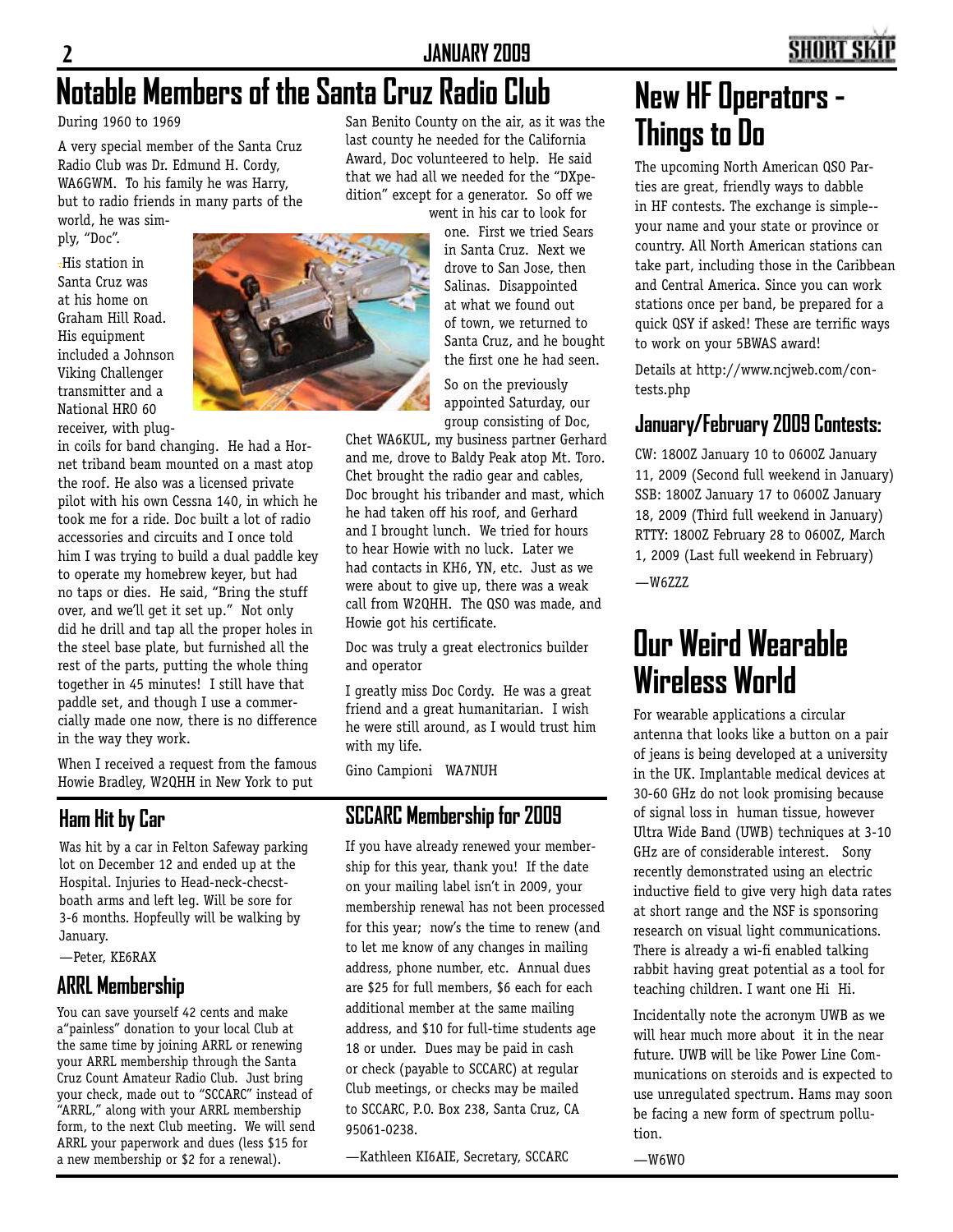# Notable Members of the Santa Cruz Radio Club

During 1960 to 1969

A very special member of the Santa Cruz Radio Club was Dr. Edmund H. Cordy, WA6GWM. To his family he was Harry, but to radio friends in many parts of the world, he was simply, "Doc".

His station in Santa Cruz was at his home on Graham Hill Road. His equipment included a Johnson Viking Challenger transmitter and a National HRO 60 receiver, with plug-in coils for band changing. He had a Hornet triband beam mounted on a mast atop the roof. He also was a licensed private pilot with his own Cessna 140, in which he took me for a ride. Doc built a lot of radio accessories and circuits and I once told him I was trying to build a dual paddle key to operate my homebrew keyer, but had no taps or dies. He said, "Bring the stuff over, and we'll get it set up." Not only did he drill and tap all the proper holes in the steel base plate, but furnished all the rest of the parts, putting the whole thing together in 45 minutes! I still have that paddle set, and though I use a commercially made one now, there is no difference in the way they work.

When I received a request from the famous Howie Bradley, W2QHH in New York to put San Benito County on the air, as it was the last county he needed for the California Award, Doc volunteered to help. He said that we had all we needed for the "DXpedition" except for a generator. So off we went in his car to look for one. First we tried Sears in Santa Cruz. Next we drove to San Jose, then Salinas. Disappointed at what we found out of town, we returned to Santa Cruz, and he bought the first one he had seen.

So on the previously appointed Saturday, our group consisting of Doc, Chet WA6KUL, my business partner Gerhard and me, drove to Baldy Peak atop Mt. Toro. Chet brought the radio gear and cables, Doc brought his tribander and mast, which he had taken off his roof, and Gerhard and I brought lunch. We tried for hours to hear Howie with no luck. Later we had contacts in KH6, YN, etc. Just as we were about to give up, there was a weak call from W2QHH. The QSO was made, and Howie got his certificate.

Doc was truly a great electronics builder and operator

I greatly miss Doc Cordy. He was a great friend and a great humanitarian. I wish he were still around, as I would trust him with my life.

Gino Campioni WA7NUH

## Ham Hit by Car

Was hit by a car in Felton Safeway parking lot on December 12 and ended up at the Hospital. Injuries to Head-neck-checst-boath arms and left leg. Will be sore for 3-6 months. Hopfeully will be walking by January.

—Peter, KE6RAX

## ARRL Membership

You can save yourself 42 cents and make a"painless" donation to your local Club at the same time by joining ARRL or renewing your ARRL membership through the Santa Cruz Count Amateur Radio Club. Just bring your check, made out to "SCCARC" instead of "ARRL," along with your ARRL membership form, to the next Club meeting. We will send ARRL your paperwork and dues (less $15 for a new membership or $2 for a renewal).

## SCCARC Membership for 2009

If you have already renewed your membership for this year, thank you! If the date on your mailing label isn't in 2009, your membership renewal has not been processed for this year; now's the time to renew (and to let me know of any changes in mailing address, phone number, etc. Annual dues are $25 for full members, $6 each for each additional member at the same mailing address, and $10 for full-time students age 18 or under. Dues may be paid in cash or check (payable to SCCARC) at regular Club meetings, or checks may be mailed to SCCARC, P.O. Box 238, Santa Cruz, CA 95061-0238.

—Kathleen KI6AIE, Secretary, SCCARC

# New HF Operators - Things to Do

The upcoming North American QSO Parties are great, friendly ways to dabble in HF contests. The exchange is simple--your name and your state or province or country. All North American stations can take part, including those in the Caribbean and Central America. Since you can work stations once per band, be prepared for a quick QSY if asked! These are terrific ways to work on your 5BWAS award!

Details at http://www.ncjweb.com/contests.php

## January/February 2009 Contests:

CW: 1800Z January 10 to 0600Z January 11, 2009 (Second full weekend in January)
SSB: 1800Z January 17 to 0600Z January 18, 2009 (Third full weekend in January)
RTTY: 1800Z February 28 to 0600Z, March 1, 2009 (Last full weekend in February)

—W6ZZZ

# Our Weird Wearable Wireless World

For wearable applications a circular antenna that looks like a button on a pair of jeans is being developed at a university in the UK. Implantable medical devices at 30-60 GHz do not look promising because of signal loss in human tissue, however Ultra Wide Band (UWB) techniques at 3-10 GHz are of considerable interest. Sony recently demonstrated using an electric inductive field to give very high data rates at short range and the NSF is sponsoring research on visual light communications. There is already a wi-fi enabled talking rabbit having great potential as a tool for teaching children. I want one Hi Hi.

Incidentally note the acronym UWB as we will hear much more about it in the near future. UWB will be like Power Line Communications on steroids and is expected to use unregulated spectrum. Hams may soon be facing a new form of spectrum pollution.

—W6WO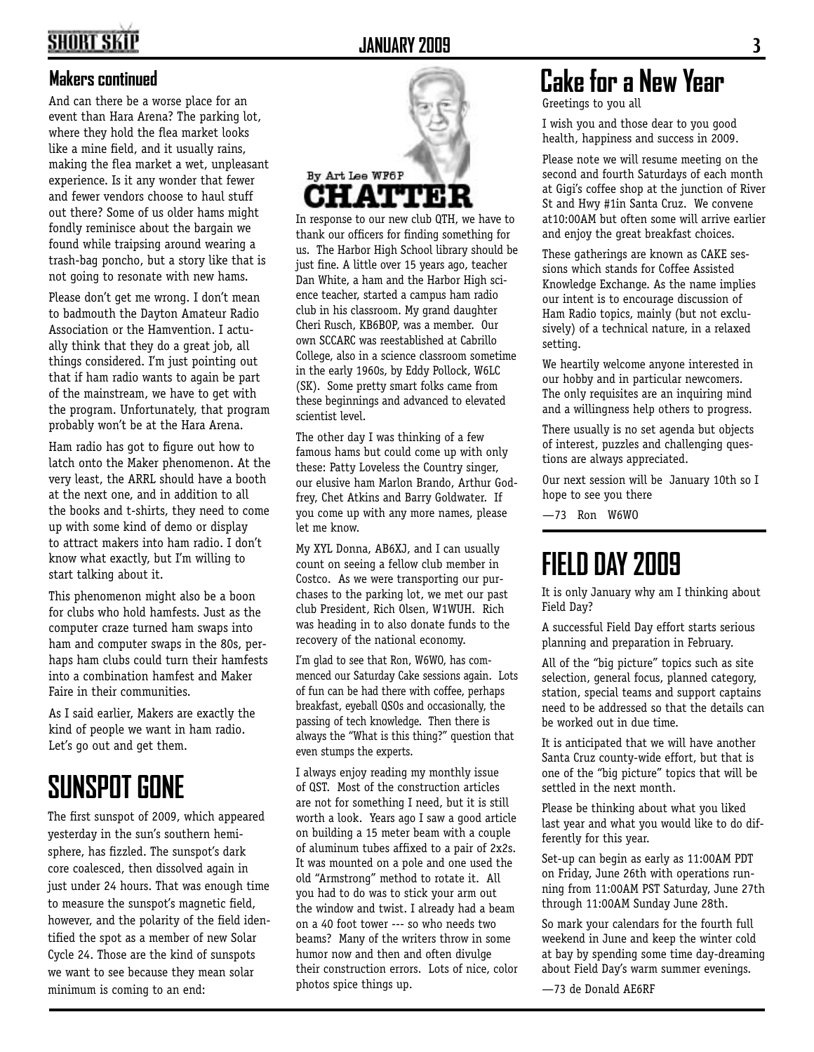## Makers continued

And can there be a worse place for an event than Hara Arena? The parking lot, where they hold the flea market looks like a mine field, and it usually rains, making the flea market a wet, unpleasant experience. Is it any wonder that fewer and fewer vendors choose to haul stuff out there? Some of us older hams might fondly reminisce about the bargain we found while traipsing around wearing a trash-bag poncho, but a story like that is not going to resonate with new hams.

Please don't get me wrong. I don't mean to badmouth the Dayton Amateur Radio Association or the Hamvention. I actually think that they do a great job, all things considered. I'm just pointing out that if ham radio wants to again be part of the mainstream, we have to get with the program. Unfortunately, that program probably won't be at the Hara Arena.

Ham radio has got to figure out how to latch onto the Maker phenomenon. At the very least, the ARRL should have a booth at the next one, and in addition to all the books and t-shirts, they need to come up with some kind of demo or display to attract makers into ham radio. I don't know what exactly, but I'm willing to start talking about it.

This phenomenon might also be a boon for clubs who hold hamfests. Just as the computer craze turned ham swaps into ham and computer swaps in the 80s, perhaps ham clubs could turn their hamfests into a combination hamfest and Maker Faire in their communities.

As I said earlier, Makers are exactly the kind of people we want in ham radio. Let's go out and get them.

# SUNSPOT GONE

The first sunspot of 2009, which appeared yesterday in the sun's southern hemisphere, has fizzled. The sunspot's dark core coalesced, then dissolved again in just under 24 hours. That was enough time to measure the sunspot's magnetic field, however, and the polarity of the field identified the spot as a member of new Solar Cycle 24. Those are the kind of sunspots we want to see because they mean solar minimum is coming to an end:

# CHATTER

By Art Lee WF6P

In response to our new club QTH, we have to thank our officers for finding something for us. The Harbor High School library should be just fine. A little over 15 years ago, teacher Dan White, a ham and the Harbor High science teacher, started a campus ham radio club in his classroom. My grand daughter Cheri Rusch, KB6BOP, was a member. Our own SCCARC was reestablished at Cabrillo College, also in a science classroom sometime in the early 1960s, by Eddy Pollock, W6LC (SK). Some pretty smart folks came from these beginnings and advanced to elevated scientist level.

The other day I was thinking of a few famous hams but could come up with only these: Patty Loveless the Country singer, our elusive ham Marlon Brando, Arthur Godfrey, Chet Atkins and Barry Goldwater. If you come up with any more names, please let me know.

My XYL Donna, AB6XJ, and I can usually count on seeing a fellow club member in Costco. As we were transporting our purchases to the parking lot, we met our past club President, Rich Olsen, W1WUH. Rich was heading in to also donate funds to the recovery of the national economy.

I'm glad to see that Ron, W6WO, has commenced our Saturday Cake sessions again. Lots of fun can be had there with coffee, perhaps breakfast, eyeball QSOs and occasionally, the passing of tech knowledge. Then there is always the "What is this thing?" question that even stumps the experts.

I always enjoy reading my monthly issue of QST. Most of the construction articles are not for something I need, but it is still worth a look. Years ago I saw a good article on building a 15 meter beam with a couple of aluminum tubes affixed to a pair of 2x2s. It was mounted on a pole and one used the old "Armstrong" method to rotate it. All you had to do was to stick your arm out the window and twist. I already had a beam on a 40 foot tower --- so who needs two beams? Many of the writers throw in some humor now and then and often divulge their construction errors. Lots of nice, color photos spice things up.

# Cake for a New Year

Greetings to you all

I wish you and those dear to you good health, happiness and success in 2009.

Please note we will resume meeting on the second and fourth Saturdays of each month at Gigi's coffee shop at the junction of River St and Hwy #1in Santa Cruz. We convene at10:00AM but often some will arrive earlier and enjoy the great breakfast choices.

These gatherings are known as CAKE sessions which stands for Coffee Assisted Knowledge Exchange. As the name implies our intent is to encourage discussion of Ham Radio topics, mainly (but not exclusively) of a technical nature, in a relaxed setting.

We heartily welcome anyone interested in our hobby and in particular newcomers. The only requisites are an inquiring mind and a willingness help others to progress.

There usually is no set agenda but objects of interest, puzzles and challenging questions are always appreciated.

Our next session will be January 10th so I hope to see you there

—73 Ron W6WO

# FIELD DAY 2009

It is only January why am I thinking about Field Day?

A successful Field Day effort starts serious planning and preparation in February.

All of the "big picture" topics such as site selection, general focus, planned category, station, special teams and support captains need to be addressed so that the details can be worked out in due time.

It is anticipated that we will have another Santa Cruz county-wide effort, but that is one of the "big picture" topics that will be settled in the next month.

Please be thinking about what you liked last year and what you would like to do differently for this year.

Set-up can begin as early as 11:00AM PDT on Friday, June 26th with operations running from 11:00AM PST Saturday, June 27th through 11:00AM Sunday June 28th.

So mark your calendars for the fourth full weekend in June and keep the winter cold at bay by spending some time day-dreaming about Field Day's warm summer evenings.

—73 de Donald AE6RF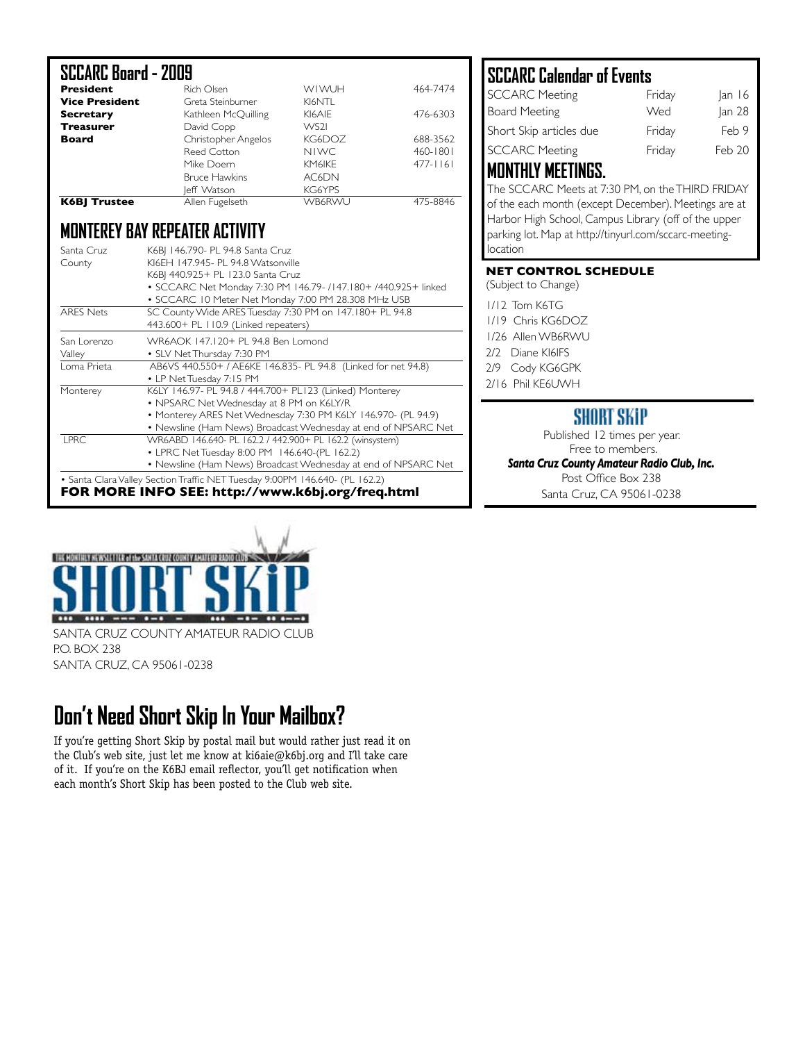## SCCARC Board - 2009

| | | | |
|---|---|---|---|
| **President** | Rich Olsen | W1WUH | 464-7474 |
| **Vice President** | Greta Steinburner | KI6NTL | |
| **Secretary** | Kathleen McQuilling | KI6AIE | 476-6303 |
| **Treasurer** | David Copp | WS2I | |
| **Board** | Christopher Angelos | KG6DOZ | 688-3562 |
| | Reed Cotton | N1WC | 460-1801 |
| | Mike Doern | KM6IKE | 477-1161 |
| | Bruce Hawkins | AC6DN | |
| | Jeff Watson | KG6YPS | |
| **K6BJ Trustee** | Allen Fugelseth | WB6RWU | 475-8846 |

## MONTEREY BAY REPEATER ACTIVITY

| | |
|---|---|
| Santa Cruz County | K6BJ 146.790- PL 94.8 Santa Cruz<br>KI6EH 147.945- PL 94.8 Watsonville<br>K6BJ 440.925+ PL 123.0 Santa Cruz<br>• SCCARC Net Monday 7:30 PM 146.79- /147.180+ /440.925+ linked<br>• SCCARC 10 Meter Net Monday 7:00 PM 28.308 MHz USB |
| ARES Nets | SC County Wide ARES Tuesday 7:30 PM on 147.180+ PL 94.8<br>443.600+ PL 110.9 (Linked repeaters) |
| San Lorenzo Valley | WR6AOK 147.120+ PL 94.8 Ben Lomond<br>• SLV Net Thursday 7:30 PM |
| Loma Prieta | AB6VS 440.550+ / AE6KE 146.835- PL 94.8 (Linked for net 94.8)<br>• LP Net Tuesday 7:15 PM |
| Monterey | K6LY 146.97- PL 94.8 / 444.700+ PL123 (Linked) Monterey<br>• NPSARC Net Wednesday at 8 PM on K6LY/R<br>• Monterey ARES Net Wednesday 7:30 PM K6LY 146.970- (PL 94.9)<br>• Newsline (Ham News) Broadcast Wednesday at end of NPSARC Net |
| LPRC | WR6ABD 146.640- PL 162.2 / 442.900+ PL 162.2 (winsystem)<br>• LPRC Net Tuesday 8:00 PM 146.640-(PL 162.2)<br>• Newsline (Ham News) Broadcast Wednesday at end of NPSARC Net |

• Santa Clara Valley Section Traffic NET Tuesday 9:00PM 146.640- (PL 162.2)

**FOR MORE INFO SEE: http://www.k6bj.org/freq.html**

## SCCARC Calendar of Events

| | | |
|---|---|---|
| SCCARC Meeting | Friday | Jan 16 |
| Board Meeting | Wed | Jan 28 |
| Short Skip articles due | Friday | Feb 9 |
| SCCARC Meeting | Friday | Feb 20 |

## MONTHLY MEETINGS.

The SCCARC Meets at 7:30 PM, on the THIRD FRIDAY of the each month (except December). Meetings are at Harbor High School, Campus Library (off of the upper parking lot. Map at http://tinyurl.com/sccarc-meeting-location

### NET CONTROL SCHEDULE

(Subject to Change)

1/12 Tom K6TG
1/19 Chris KG6DOZ
1/26 Allen WB6RWU
2/2 Diane KI6IFS
2/9 Cody KG6GPK
2/16 Phil KE6UWH

## SHORT SKiP

Published 12 times per year.
Free to members.
***Santa Cruz County Amateur Radio Club, Inc.***
Post Office Box 238
Santa Cruz, CA 95061-0238

THE MONTHLY NEWSLETTER of the SANTA CRUZ COUNTY AMATEUR RADIO CLUB

SHORT SKiP

SANTA CRUZ COUNTY AMATEUR RADIO CLUB
P.O. BOX 238
SANTA CRUZ, CA 95061-0238

## Don't Need Short Skip In Your Mailbox?

If you're getting Short Skip by postal mail but would rather just read it on the Club's web site, just let me know at ki6aie@k6bj.org and I'll take care of it. If you're on the K6BJ email reflector, you'll get notification when each month's Short Skip has been posted to the Club web site.